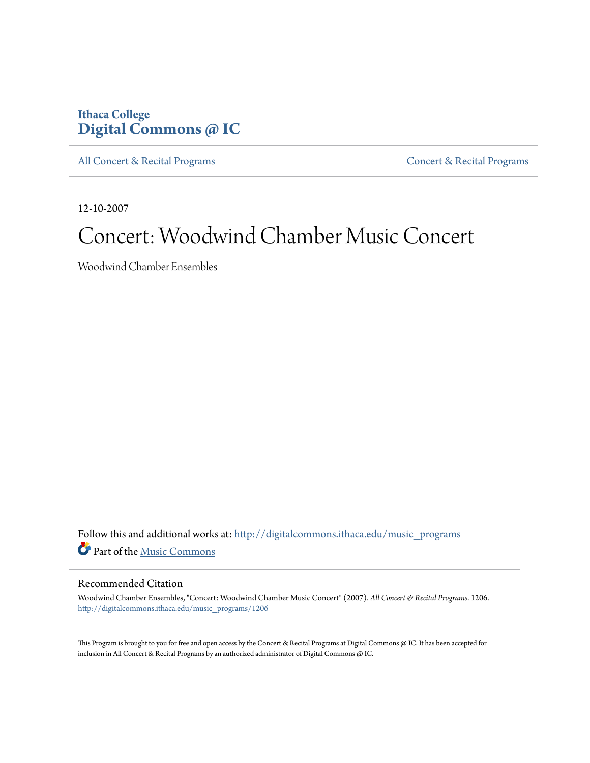Ithaca College
**Digital Commons @ IC**

All Concert & Recital Programs | Concert & Recital Programs

12-10-2007

# Concert: Woodwind Chamber Music Concert

Woodwind Chamber Ensembles

Follow this and additional works at: http://digitalcommons.ithaca.edu/music_programs

Part of the Music Commons

## Recommended Citation

Woodwind Chamber Ensembles, "Concert: Woodwind Chamber Music Concert" (2007). *All Concert & Recital Programs*. 1206.
http://digitalcommons.ithaca.edu/music_programs/1206

This Program is brought to you for free and open access by the Concert & Recital Programs at Digital Commons @ IC. It has been accepted for inclusion in All Concert & Recital Programs by an authorized administrator of Digital Commons @ IC.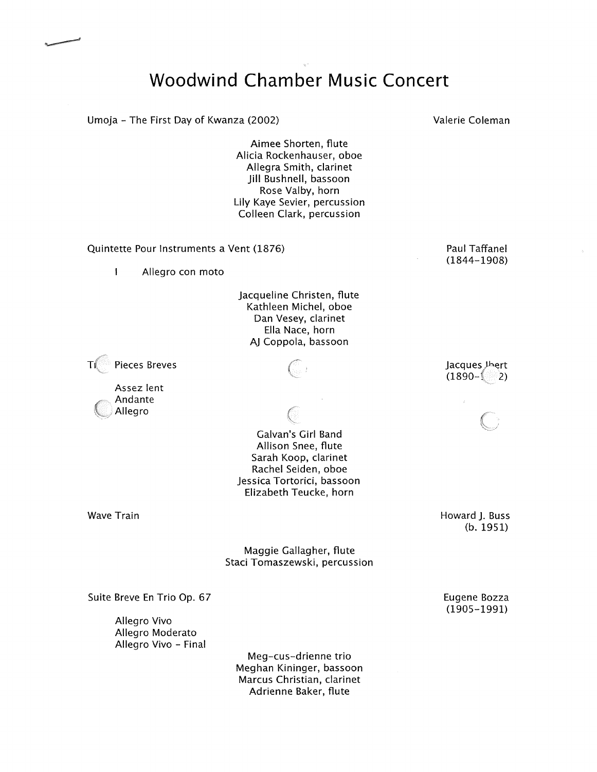# Woodwind Chamber Music Concert

Umoja - The First Day of Kwanza (2002) — Valerie Coleman

Aimee Shorten, flute
Alicia Rockenhauser, oboe
Allegra Smith, clarinet
Jill Bushnell, bassoon
Rose Valby, horn
Lily Kaye Sevier, percussion
Colleen Clark, percussion

Quintette Pour Instruments a Vent (1876) — Paul Taffanel (1844-1908)

I Allegro con moto

Jacqueline Christen, flute
Kathleen Michel, oboe
Dan Vesey, clarinet
Ella Nace, horn
AJ Coppola, bassoon

Ti Pieces Breves — Jacques Ibert (1890-1 2)

Assez lent
Andante
Allegro

Galvan's Girl Band
Allison Snee, flute
Sarah Koop, clarinet
Rachel Seiden, oboe
Jessica Tortorici, bassoon
Elizabeth Teucke, horn

Wave Train — Howard J. Buss (b. 1951)

Maggie Gallagher, flute
Staci Tomaszewski, percussion

Suite Breve En Trio Op. 67 — Eugene Bozza (1905-1991)

Allegro Vivo
Allegro Moderato
Allegro Vivo - Final

Meg-cus-drienne trio
Meghan Kininger, bassoon
Marcus Christian, clarinet
Adrienne Baker, flute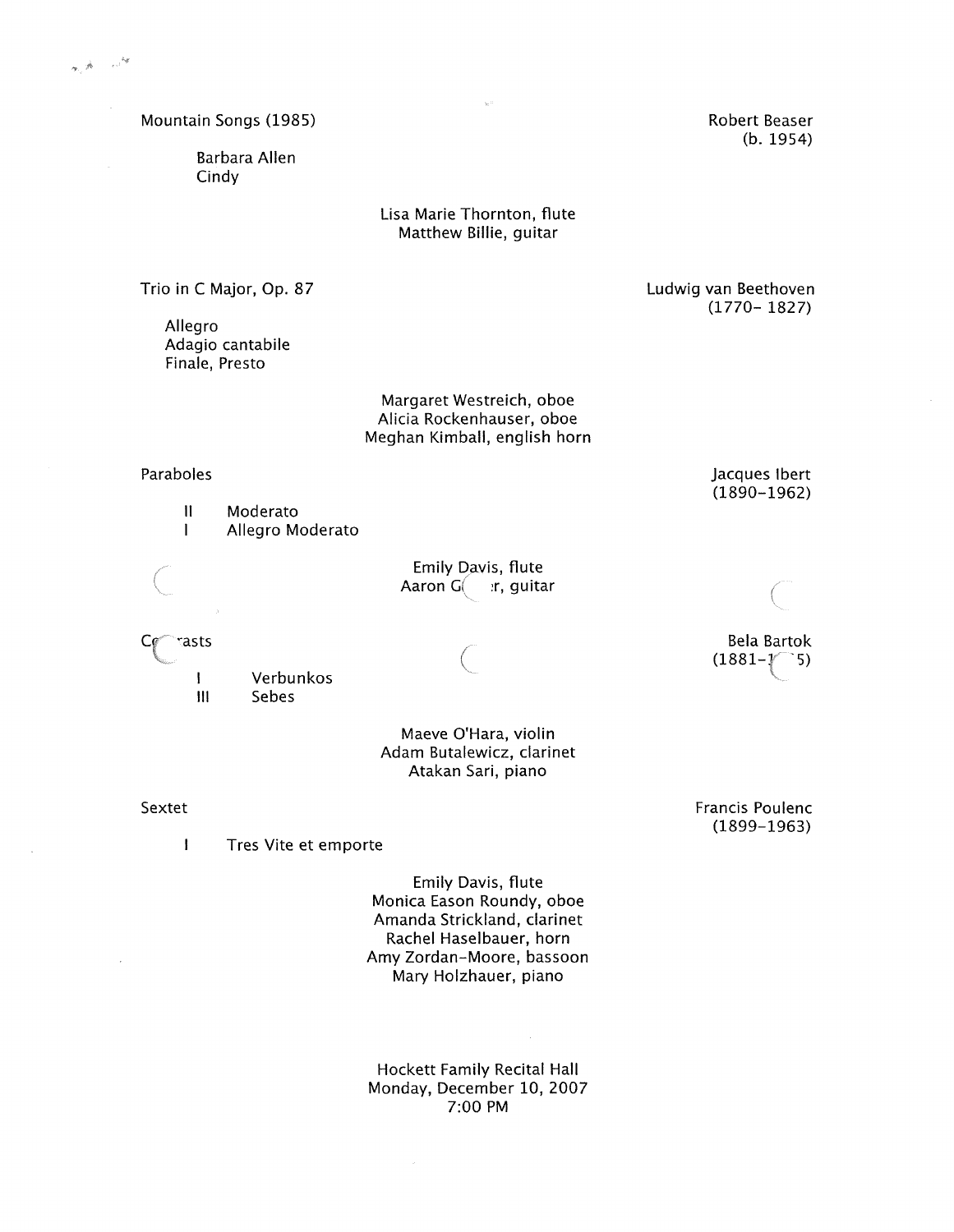Mountain Songs (1985) — Robert Beaser (b. 1954)

Barbara Allen
Cindy

Lisa Marie Thornton, flute
Matthew Billie, guitar

Trio in C Major, Op. 87 — Ludwig van Beethoven (1770- 1827)

Allegro
Adagio cantabile
Finale, Presto

Margaret Westreich, oboe
Alicia Rockenhauser, oboe
Meghan Kimball, english horn

Paraboles — Jacques Ibert (1890-1962)

II Moderato
I Allegro Moderato

Emily Davis, flute
Aaron G r, guitar

Co rasts — Bela Bartok (1881-1 5)

I Verbunkos
III Sebes

Maeve O'Hara, violin
Adam Butalewicz, clarinet
Atakan Sari, piano

Sextet — Francis Poulenc (1899-1963)

I Tres Vite et emporte

Emily Davis, flute
Monica Eason Roundy, oboe
Amanda Strickland, clarinet
Rachel Haselbauer, horn
Amy Zordan-Moore, bassoon
Mary Holzhauer, piano

Hockett Family Recital Hall
Monday, December 10, 2007
7:00 PM